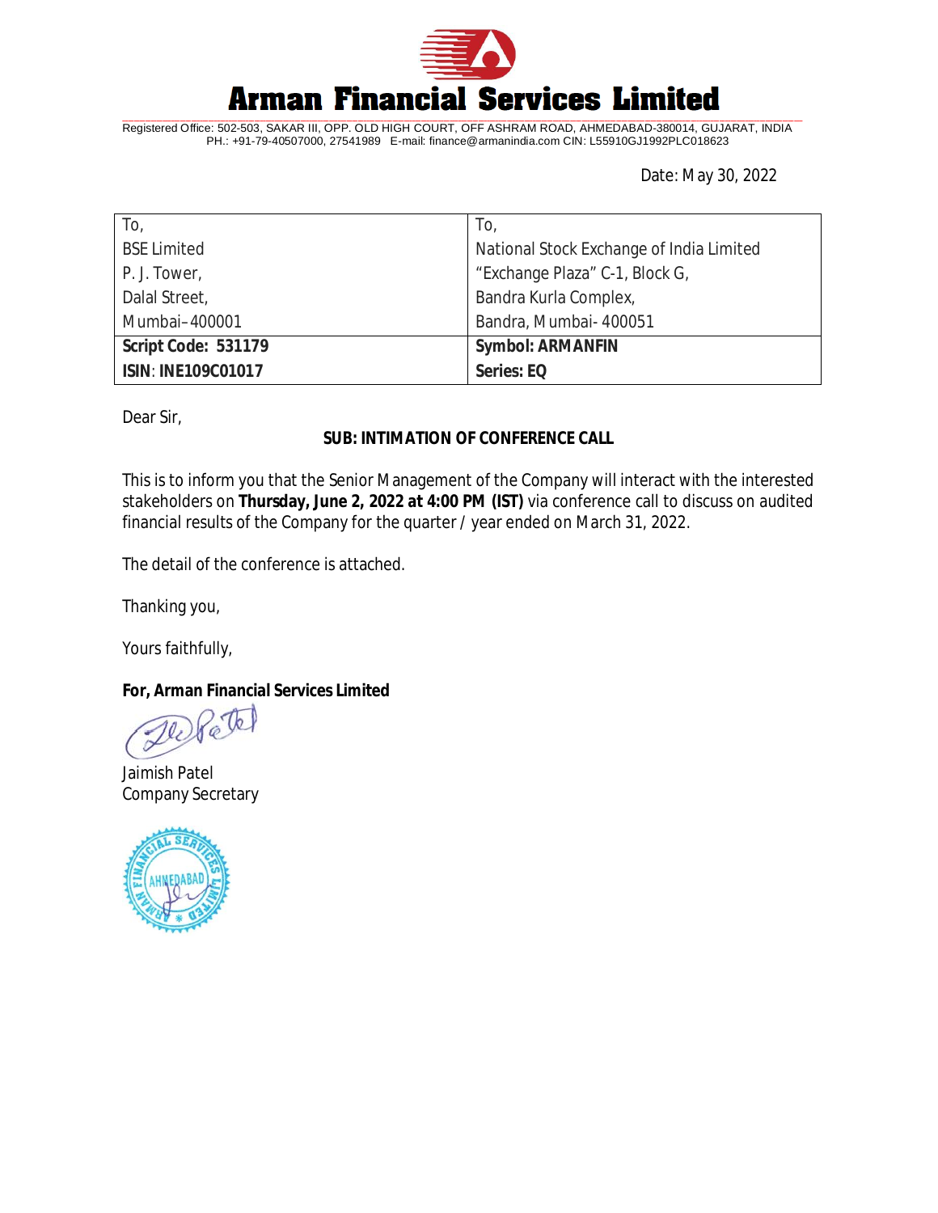# Arman Financial Services Limited

Registered Office: 502-503, SAKAR III, OPP. OLD HIGH COURT, OFF ASHRAM ROAD, AHMEDABAD-380014, GUJARAT, INDIA
PH.: +91-79-40507000, 27541989 E-mail: finance@armanindia.com CIN: L55910GJ1992PLC018623

Date: May 30, 2022

| To, | To, |
|---|---|
| BSE Limited | National Stock Exchange of India Limited |
| P. J. Tower, | "Exchange Plaza" C-1, Block G, |
| Dalal Street, | Bandra Kurla Complex, |
| Mumbai–400001 | Bandra, Mumbai- 400051 |
| **Script Code: 531179** | **Symbol: ARMANFIN** |
| **ISIN**: **INE109C01017** | **Series: EQ** |

Dear Sir,

**SUB: INTIMATION OF CONFERENCE CALL**

This is to inform you that the Senior Management of the Company will interact with the interested stakeholders on **Thursday, June 2, 2022 at 4:00 PM (IST)** via conference call to discuss on audited financial results of the Company for the quarter / year ended on March 31, 2022.

The detail of the conference is attached.

Thanking you,

Yours faithfully,

**For, Arman Financial Services Limited**

Jaimish Patel
Company Secretary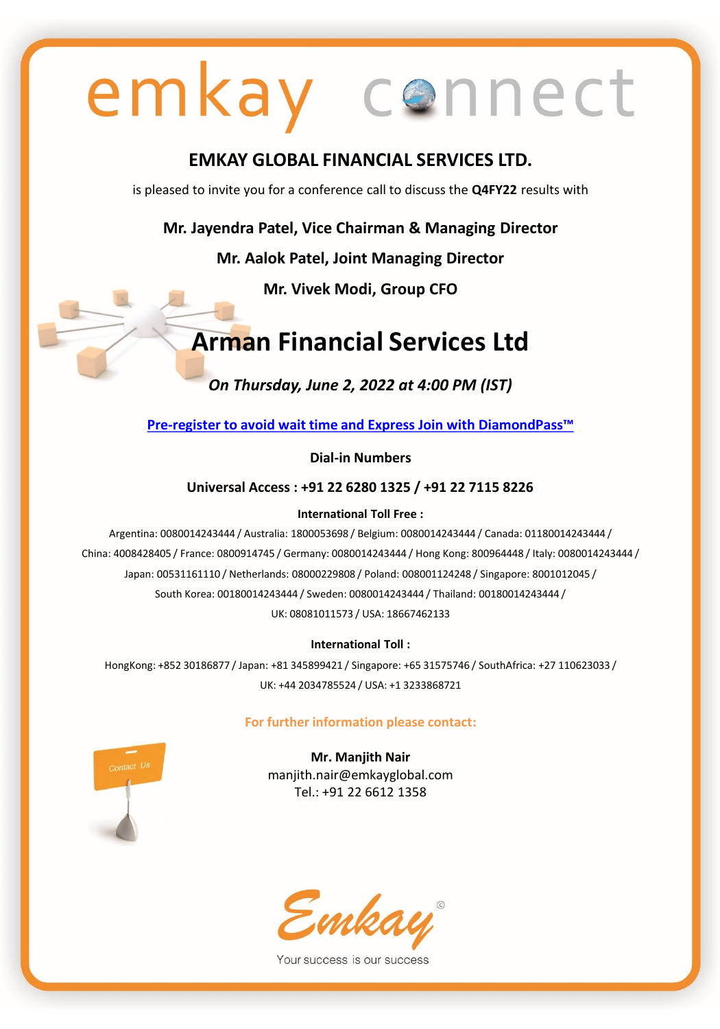# emkay connect

## EMKAY GLOBAL FINANCIAL SERVICES LTD.

is pleased to invite you for a conference call to discuss the **Q4FY22** results with

**Mr. Jayendra Patel, Vice Chairman & Managing Director**

**Mr. Aalok Patel, Joint Managing Director**

**Mr. Vivek Modi, Group CFO**

# Arman Financial Services Ltd

***On Thursday, June 2, 2022 at 4:00 PM (IST)***

Pre-register to avoid wait time and Express Join with DiamondPass™

**Dial-in Numbers**

**Universal Access : +91 22 6280 1325 / +91 22 7115 8226**

**International Toll Free :**

Argentina: 0080014243444 / Australia: 1800053698 / Belgium: 0080014243444 / Canada: 01180014243444 / China: 4008428405 / France: 0800914745 / Germany: 0080014243444 / Hong Kong: 800964448 / Italy: 0080014243444 / Japan: 00531161110 / Netherlands: 08000229808 / Poland: 008001124248 / Singapore: 8001012045 / South Korea: 00180014243444 / Sweden: 0080014243444 / Thailand: 00180014243444 / UK: 08081011573 / USA: 18667462133

**International Toll :**

HongKong: +852 30186877 / Japan: +81 345899421 / Singapore: +65 31575746 / SouthAfrica: +27 110623033 / UK: +44 2034785524 / USA: +1 3233868721

**For further information please contact:**

**Mr. Manjith Nair**
manjith.nair@emkayglobal.com
Tel.: +91 22 6612 1358

Emkay©
Your success is our success